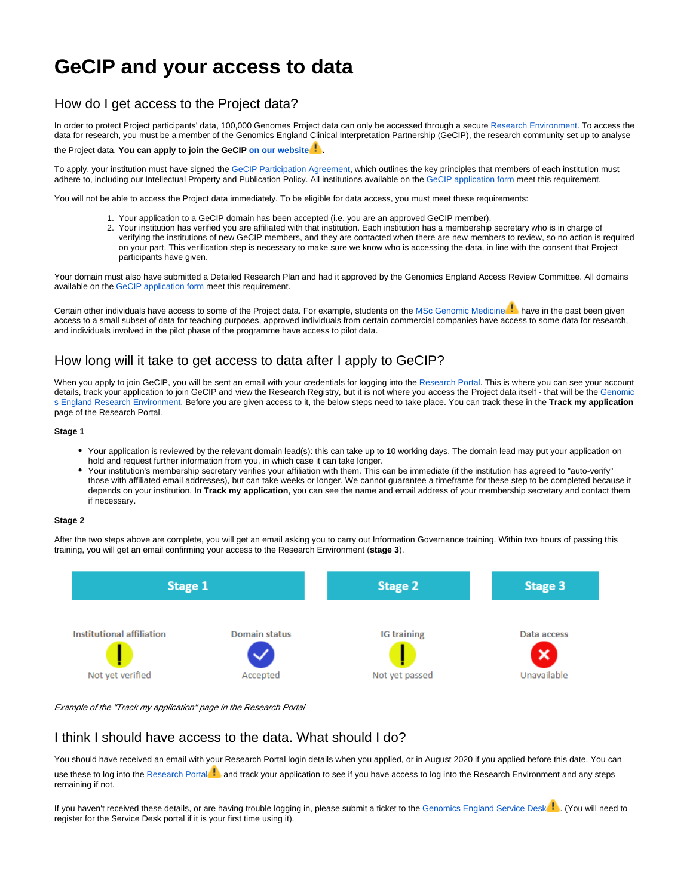# GeCIP and your access to data

## How do I get access to the Project data?

In order to protect Project participants' data, 100,000 Genomes Project data can only be accessed through a secure Research Environment. To access the data for research, you must be a member of the Genomics England Clinical Interpretation Partnership (GeCIP), the research community set up to analyse the Project data. **You can apply to join the GeCIP on our website.**

To apply, your institution must have signed the GeCIP Participation Agreement, which outlines the key principles that members of each institution must adhere to, including our Intellectual Property and Publication Policy. All institutions available on the GeCIP application form meet this requirement.

You will not be able to access the Project data immediately. To be eligible for data access, you must meet these requirements:

1. Your application to a GeCIP domain has been accepted (i.e. you are an approved GeCIP member).
2. Your institution has verified you are affiliated with that institution. Each institution has a membership secretary who is in charge of verifying the institutions of new GeCIP members, and they are contacted when there are new members to review, so no action is required on your part. This verification step is necessary to make sure we know who is accessing the data, in line with the consent that Project participants have given.

Your domain must also have submitted a Detailed Research Plan and had it approved by the Genomics England Access Review Committee. All domains available on the GeCIP application form meet this requirement.

Certain other individuals have access to some of the Project data. For example, students on the MSc Genomic Medicine have in the past been given access to a small subset of data for teaching purposes, approved individuals from certain commercial companies have access to some data for research, and individuals involved in the pilot phase of the programme have access to pilot data.

## How long will it take to get access to data after I apply to GeCIP?

When you apply to join GeCIP, you will be sent an email with your credentials for logging into the Research Portal. This is where you can see your account details, track your application to join GeCIP and view the Research Registry, but it is not where you access the Project data itself - that will be the Genomics England Research Environment. Before you are given access to it, the below steps need to take place. You can track these in the **Track my application** page of the Research Portal.

**Stage 1**

- Your application is reviewed by the relevant domain lead(s): this can take up to 10 working days. The domain lead may put your application on hold and request further information from you, in which case it can take longer.
- Your institution's membership secretary verifies your affiliation with them. This can be immediate (if the institution has agreed to "auto-verify" those with affiliated email addresses), but can take weeks or longer. We cannot guarantee a timeframe for these step to be completed because it depends on your institution. In **Track my application**, you can see the name and email address of your membership secretary and contact them if necessary.

**Stage 2**

After the two steps above are complete, you will get an email asking you to carry out Information Governance training. Within two hours of passing this training, you will get an email confirming your access to the Research Environment (**stage 3**).

| Stage 1 | | Stage 2 | Stage 3 |
|---|---|---|---|
| Institutional affiliation | Domain status | IG training | Data access |
| Not yet verified | Accepted | Not yet passed | Unavailable |

*Example of the "Track my application" page in the Research Portal*

## I think I should have access to the data. What should I do?

You should have received an email with your Research Portal login details when you applied, or in August 2020 if you applied before this date. You can use these to log into the Research Portal and track your application to see if you have access to log into the Research Environment and any steps remaining if not.

If you haven't received these details, or are having trouble logging in, please submit a ticket to the Genomics England Service Desk. (You will need to register for the Service Desk portal if it is your first time using it).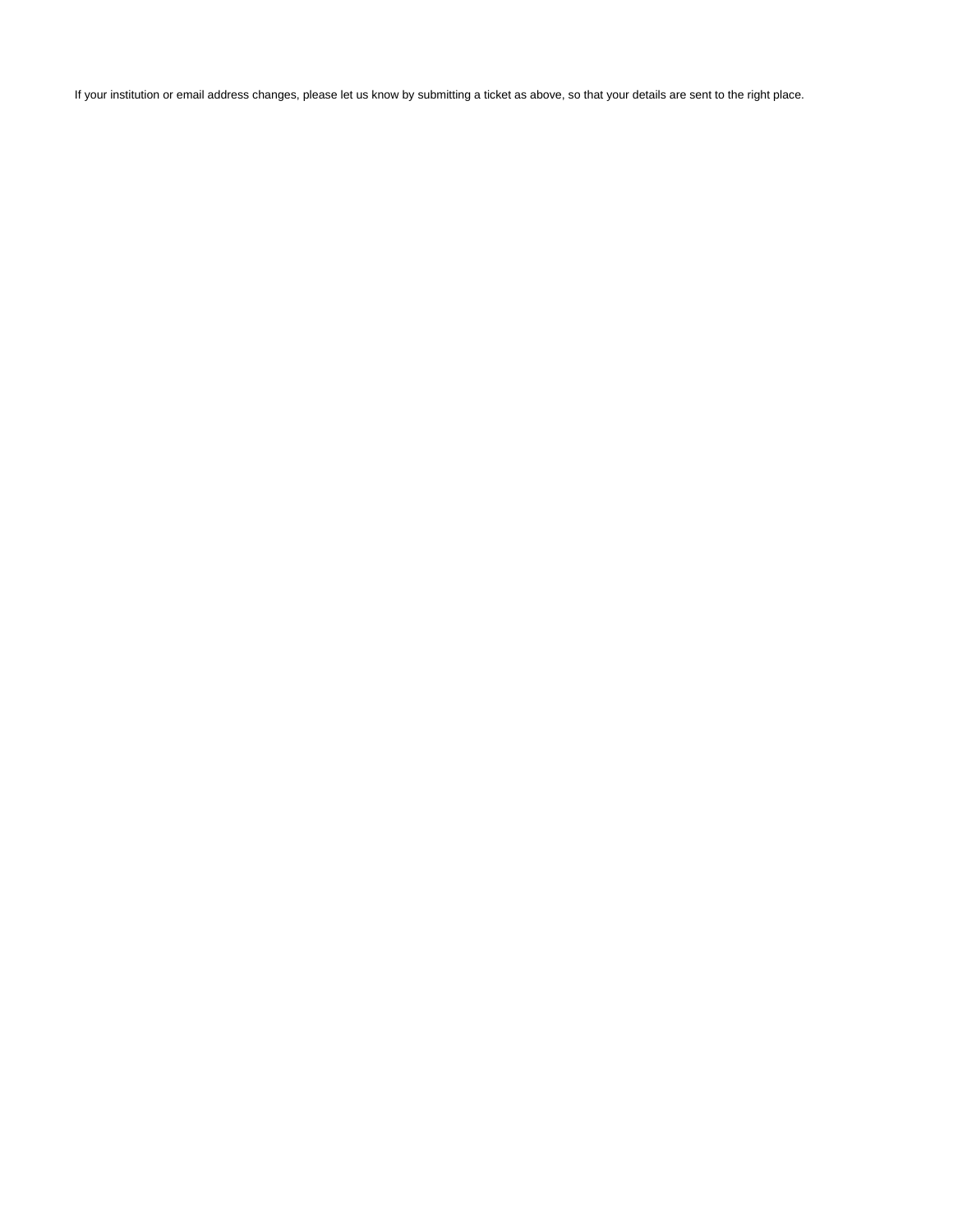If your institution or email address changes, please let us know by submitting a ticket as above, so that your details are sent to the right place.